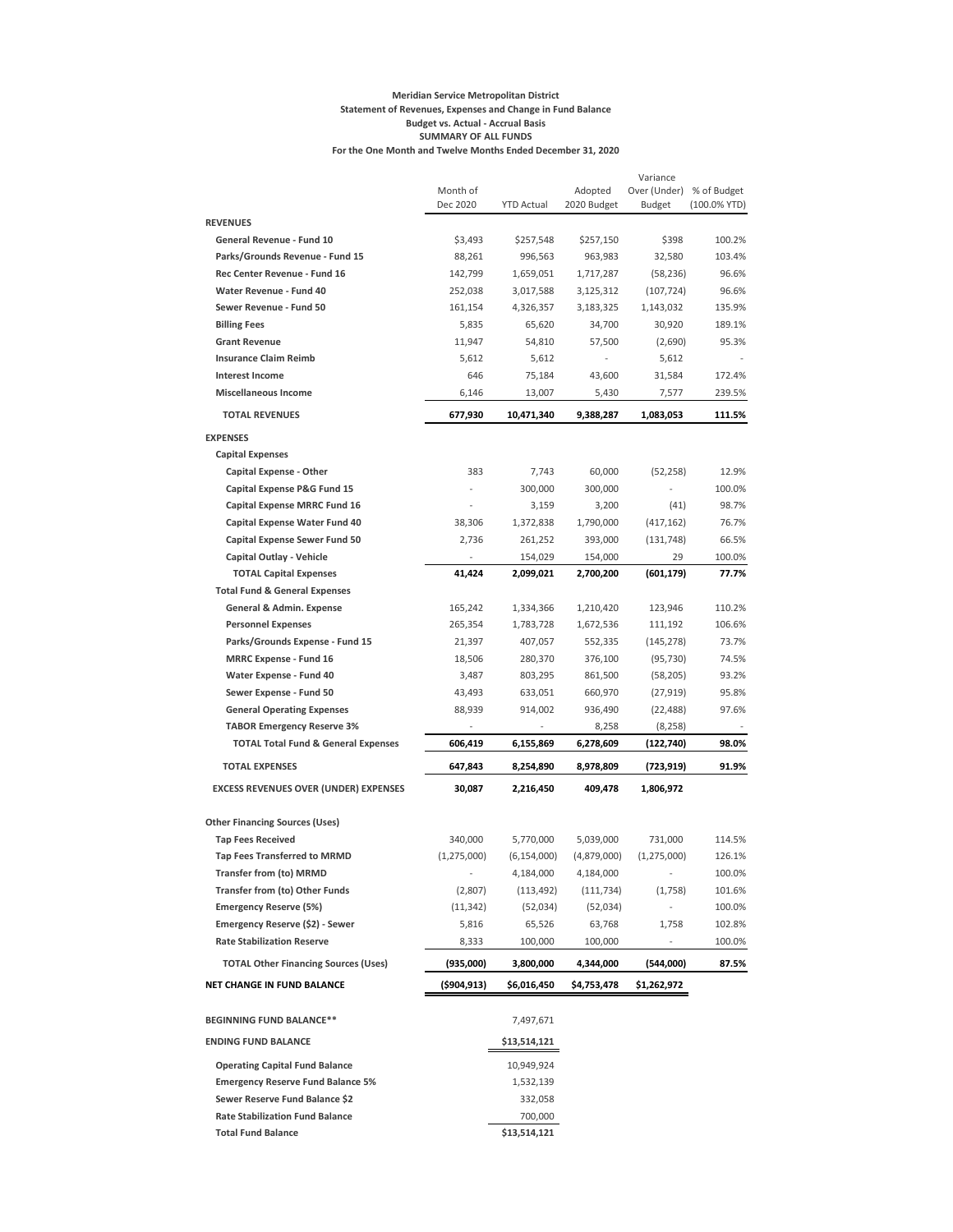**Meridian Service Metropolitan District**
**Statement of Revenues, Expenses and Change in Fund Balance**
**Budget vs. Actual - Accrual Basis**
**SUMMARY OF ALL FUNDS**
**For the One Month and Twelve Months Ended December 31, 2020**

| | Month of Dec 2020 | YTD Actual | Adopted 2020 Budget | Variance Over (Under) Budget | % of Budget (100.0% YTD) |
|---|---|---|---|---|---|
| **REVENUES** | | | | | |
| **General Revenue - Fund 10** | $3,493 | $257,548 | $257,150 | $398 | 100.2% |
| **Parks/Grounds Revenue - Fund 15** | 88,261 | 996,563 | 963,983 | 32,580 | 103.4% |
| **Rec Center Revenue - Fund 16** | 142,799 | 1,659,051 | 1,717,287 | (58,236) | 96.6% |
| **Water Revenue - Fund 40** | 252,038 | 3,017,588 | 3,125,312 | (107,724) | 96.6% |
| **Sewer Revenue - Fund 50** | 161,154 | 4,326,357 | 3,183,325 | 1,143,032 | 135.9% |
| **Billing Fees** | 5,835 | 65,620 | 34,700 | 30,920 | 189.1% |
| **Grant Revenue** | 11,947 | 54,810 | 57,500 | (2,690) | 95.3% |
| **Insurance Claim Reimb** | 5,612 | 5,612 | - | 5,612 | - |
| **Interest Income** | 646 | 75,184 | 43,600 | 31,584 | 172.4% |
| **Miscellaneous Income** | 6,146 | 13,007 | 5,430 | 7,577 | 239.5% |
| **TOTAL REVENUES** | **677,930** | **10,471,340** | **9,388,287** | **1,083,053** | **111.5%** |
| **EXPENSES** | | | | | |
| **Capital Expenses** | | | | | |
| **Capital Expense - Other** | 383 | 7,743 | 60,000 | (52,258) | 12.9% |
| **Capital Expense P&G Fund 15** | - | 300,000 | 300,000 | - | 100.0% |
| **Capital Expense MRRC Fund 16** | - | 3,159 | 3,200 | (41) | 98.7% |
| **Capital Expense Water Fund 40** | 38,306 | 1,372,838 | 1,790,000 | (417,162) | 76.7% |
| **Capital Expense Sewer Fund 50** | 2,736 | 261,252 | 393,000 | (131,748) | 66.5% |
| **Capital Outlay - Vehicle** | - | 154,029 | 154,000 | 29 | 100.0% |
| **TOTAL Capital Expenses** | **41,424** | **2,099,021** | **2,700,200** | **(601,179)** | **77.7%** |
| **Total Fund & General Expenses** | | | | | |
| **General & Admin. Expense** | 165,242 | 1,334,366 | 1,210,420 | 123,946 | 110.2% |
| **Personnel Expenses** | 265,354 | 1,783,728 | 1,672,536 | 111,192 | 106.6% |
| **Parks/Grounds Expense - Fund 15** | 21,397 | 407,057 | 552,335 | (145,278) | 73.7% |
| **MRRC Expense - Fund 16** | 18,506 | 280,370 | 376,100 | (95,730) | 74.5% |
| **Water Expense - Fund 40** | 3,487 | 803,295 | 861,500 | (58,205) | 93.2% |
| **Sewer Expense - Fund 50** | 43,493 | 633,051 | 660,970 | (27,919) | 95.8% |
| **General Operating Expenses** | 88,939 | 914,002 | 936,490 | (22,488) | 97.6% |
| **TABOR Emergency Reserve 3%** | - | - | 8,258 | (8,258) | - |
| **TOTAL Total Fund & General Expenses** | **606,419** | **6,155,869** | **6,278,609** | **(122,740)** | **98.0%** |
| **TOTAL EXPENSES** | **647,843** | **8,254,890** | **8,978,809** | **(723,919)** | **91.9%** |
| **EXCESS REVENUES OVER (UNDER) EXPENSES** | **30,087** | **2,216,450** | **409,478** | **1,806,972** | |
| **Other Financing Sources (Uses)** | | | | | |
| **Tap Fees Received** | 340,000 | 5,770,000 | 5,039,000 | 731,000 | 114.5% |
| **Tap Fees Transferred to MRMD** | (1,275,000) | (6,154,000) | (4,879,000) | (1,275,000) | 126.1% |
| **Transfer from (to) MRMD** | - | 4,184,000 | 4,184,000 | - | 100.0% |
| **Transfer from (to) Other Funds** | (2,807) | (113,492) | (111,734) | (1,758) | 101.6% |
| **Emergency Reserve (5%)** | (11,342) | (52,034) | (52,034) | - | 100.0% |
| **Emergency Reserve ($2) - Sewer** | 5,816 | 65,526 | 63,768 | 1,758 | 102.8% |
| **Rate Stabilization Reserve** | 8,333 | 100,000 | 100,000 | - | 100.0% |
| **TOTAL Other Financing Sources (Uses)** | **(935,000)** | **3,800,000** | **4,344,000** | **(544,000)** | **87.5%** |
| **NET CHANGE IN FUND BALANCE** | **($904,913)** | **$6,016,450** | **$4,753,478** | **$1,262,972** | |
| **BEGINNING FUND BALANCE**** | | 7,497,671 | | | |
| **ENDING FUND BALANCE** | | **$13,514,121** | | | |
| **Operating Capital Fund Balance** | | 10,949,924 | | | |
| **Emergency Reserve Fund Balance 5%** | | 1,532,139 | | | |
| **Sewer Reserve Fund Balance $2** | | 332,058 | | | |
| **Rate Stabilization Fund Balance** | | 700,000 | | | |
| **Total Fund Balance** | | **$13,514,121** | | | |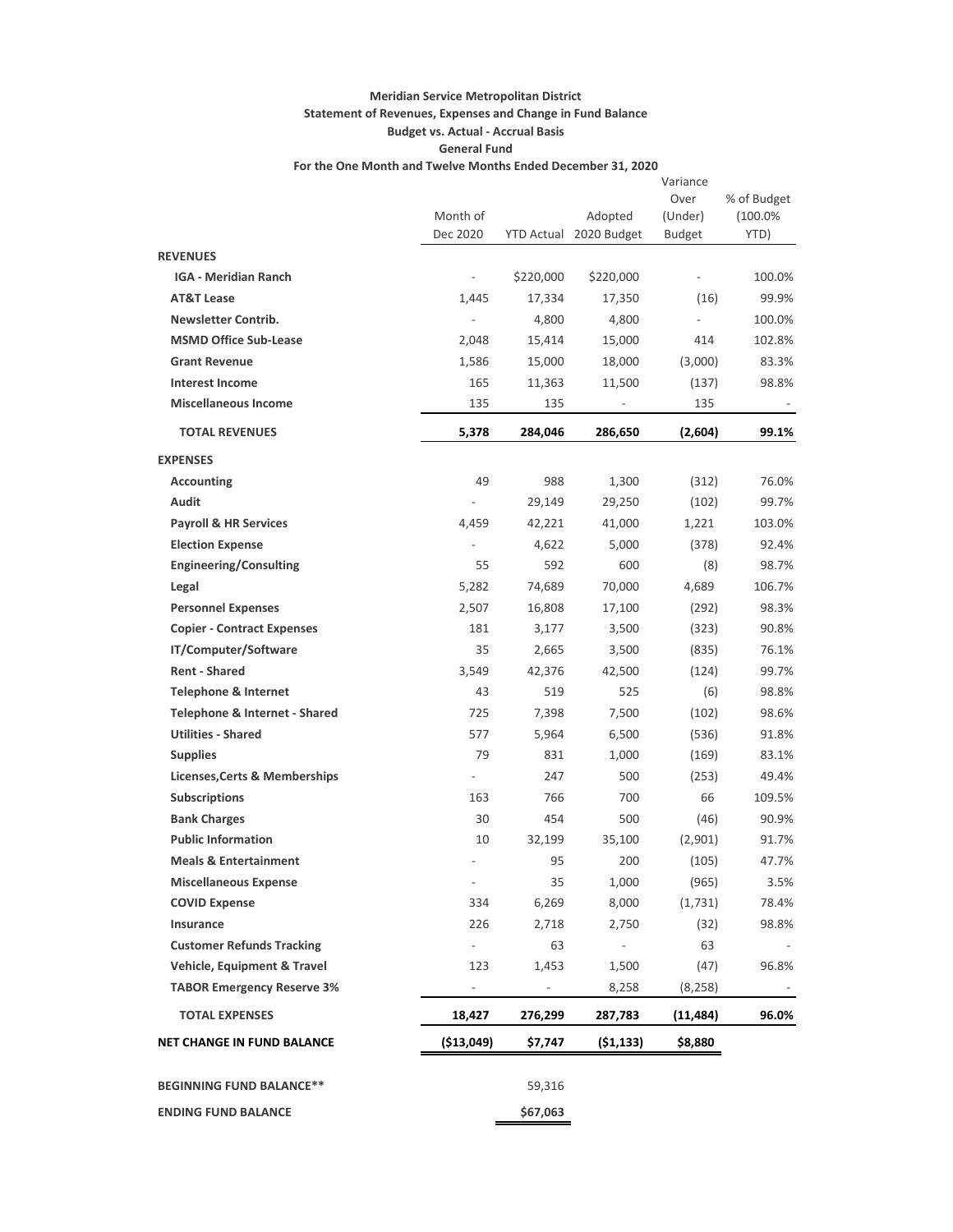**Meridian Service Metropolitan District**
**Statement of Revenues, Expenses and Change in Fund Balance**
**Budget vs. Actual - Accrual Basis**
**General Fund**
**For the One Month and Twelve Months Ended December 31, 2020**

| | Month of Dec 2020 | YTD Actual | Adopted 2020 Budget | Variance Over (Under) Budget | % of Budget (100.0% YTD) |
|---|---|---|---|---|---|
| **REVENUES** | | | | | |
| **IGA - Meridian Ranch** | - | $220,000 | $220,000 | - | 100.0% |
| **AT&T Lease** | 1,445 | 17,334 | 17,350 | (16) | 99.9% |
| **Newsletter Contrib.** | - | 4,800 | 4,800 | - | 100.0% |
| **MSMD Office Sub-Lease** | 2,048 | 15,414 | 15,000 | 414 | 102.8% |
| **Grant Revenue** | 1,586 | 15,000 | 18,000 | (3,000) | 83.3% |
| **Interest Income** | 165 | 11,363 | 11,500 | (137) | 98.8% |
| **Miscellaneous Income** | 135 | 135 | - | 135 | - |
| **TOTAL REVENUES** | **5,378** | **284,046** | **286,650** | **(2,604)** | **99.1%** |
| **EXPENSES** | | | | | |
| **Accounting** | 49 | 988 | 1,300 | (312) | 76.0% |
| **Audit** | - | 29,149 | 29,250 | (102) | 99.7% |
| **Payroll & HR Services** | 4,459 | 42,221 | 41,000 | 1,221 | 103.0% |
| **Election Expense** | - | 4,622 | 5,000 | (378) | 92.4% |
| **Engineering/Consulting** | 55 | 592 | 600 | (8) | 98.7% |
| **Legal** | 5,282 | 74,689 | 70,000 | 4,689 | 106.7% |
| **Personnel Expenses** | 2,507 | 16,808 | 17,100 | (292) | 98.3% |
| **Copier - Contract Expenses** | 181 | 3,177 | 3,500 | (323) | 90.8% |
| **IT/Computer/Software** | 35 | 2,665 | 3,500 | (835) | 76.1% |
| **Rent - Shared** | 3,549 | 42,376 | 42,500 | (124) | 99.7% |
| **Telephone & Internet** | 43 | 519 | 525 | (6) | 98.8% |
| **Telephone & Internet - Shared** | 725 | 7,398 | 7,500 | (102) | 98.6% |
| **Utilities - Shared** | 577 | 5,964 | 6,500 | (536) | 91.8% |
| **Supplies** | 79 | 831 | 1,000 | (169) | 83.1% |
| **Licenses,Certs & Memberships** | - | 247 | 500 | (253) | 49.4% |
| **Subscriptions** | 163 | 766 | 700 | 66 | 109.5% |
| **Bank Charges** | 30 | 454 | 500 | (46) | 90.9% |
| **Public Information** | 10 | 32,199 | 35,100 | (2,901) | 91.7% |
| **Meals & Entertainment** | - | 95 | 200 | (105) | 47.7% |
| **Miscellaneous Expense** | - | 35 | 1,000 | (965) | 3.5% |
| **COVID Expense** | 334 | 6,269 | 8,000 | (1,731) | 78.4% |
| **Insurance** | 226 | 2,718 | 2,750 | (32) | 98.8% |
| **Customer Refunds Tracking** | - | 63 | - | 63 | - |
| **Vehicle, Equipment & Travel** | 123 | 1,453 | 1,500 | (47) | 96.8% |
| **TABOR Emergency Reserve 3%** | - | - | 8,258 | (8,258) | - |
| **TOTAL EXPENSES** | **18,427** | **276,299** | **287,783** | **(11,484)** | **96.0%** |
| **NET CHANGE IN FUND BALANCE** | **($13,049)** | **$7,747** | **($1,133)** | **$8,880** | |
| **BEGINNING FUND BALANCE**** | | 59,316 | | | |
| **ENDING FUND BALANCE** | | **$67,063** | | | |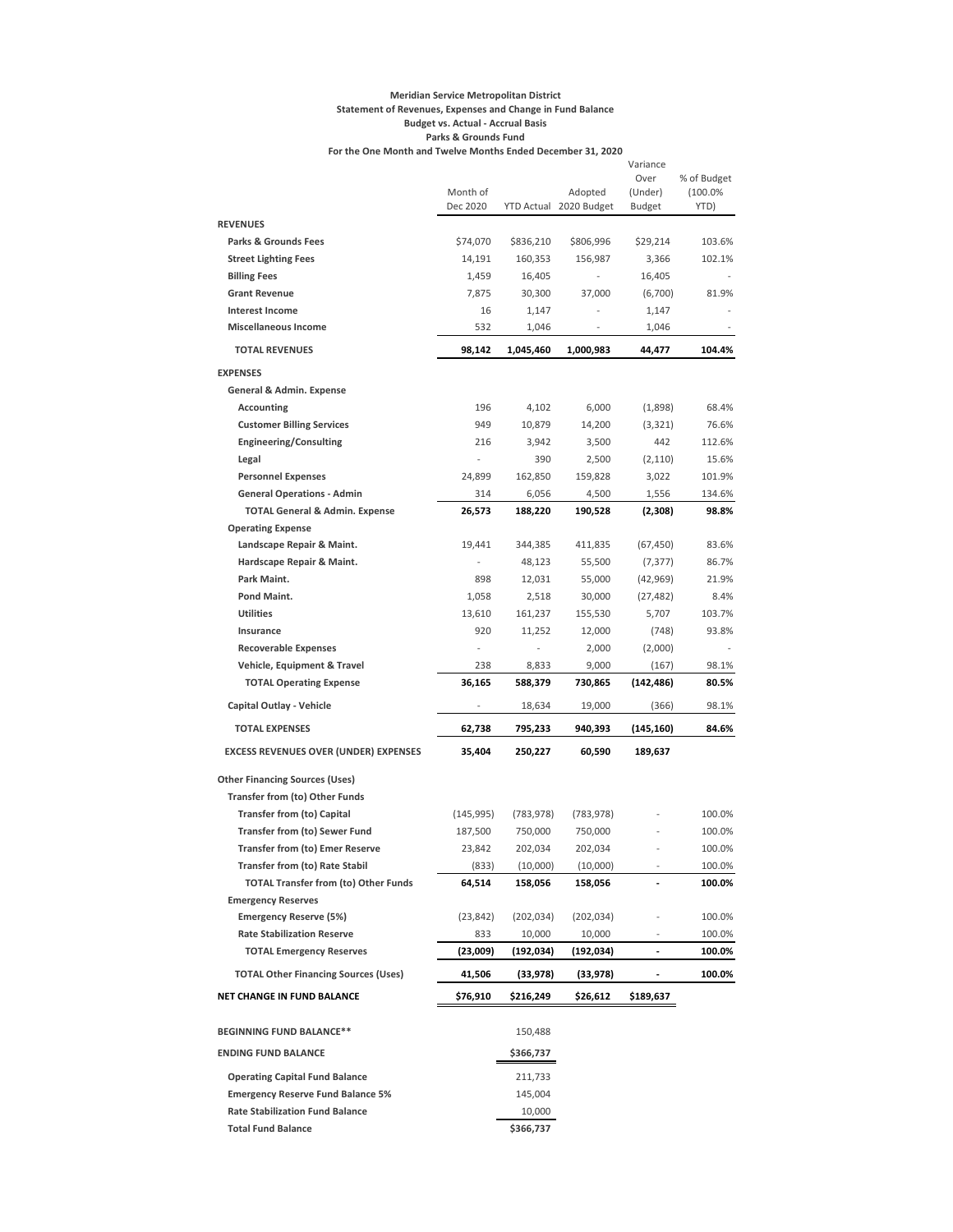**Meridian Service Metropolitan District**
**Statement of Revenues, Expenses and Change in Fund Balance**
**Budget vs. Actual - Accrual Basis**
**Parks & Grounds Fund**
**For the One Month and Twelve Months Ended December 31, 2020**

| | Month of Dec 2020 | YTD Actual | Adopted 2020 Budget | Variance Over (Under) Budget | % of Budget (100.0% YTD) |
|---|---|---|---|---|---|
| **REVENUES** | | | | | |
| **Parks & Grounds Fees** | $74,070 | $836,210 | $806,996 | $29,214 | 103.6% |
| **Street Lighting Fees** | 14,191 | 160,353 | 156,987 | 3,366 | 102.1% |
| **Billing Fees** | 1,459 | 16,405 | - | 16,405 | - |
| **Grant Revenue** | 7,875 | 30,300 | 37,000 | (6,700) | 81.9% |
| **Interest Income** | 16 | 1,147 | - | 1,147 | - |
| **Miscellaneous Income** | 532 | 1,046 | - | 1,046 | - |
| **TOTAL REVENUES** | **98,142** | **1,045,460** | **1,000,983** | **44,477** | **104.4%** |
| **EXPENSES** | | | | | |
| **General & Admin. Expense** | | | | | |
| **Accounting** | 196 | 4,102 | 6,000 | (1,898) | 68.4% |
| **Customer Billing Services** | 949 | 10,879 | 14,200 | (3,321) | 76.6% |
| **Engineering/Consulting** | 216 | 3,942 | 3,500 | 442 | 112.6% |
| **Legal** | - | 390 | 2,500 | (2,110) | 15.6% |
| **Personnel Expenses** | 24,899 | 162,850 | 159,828 | 3,022 | 101.9% |
| **General Operations - Admin** | 314 | 6,056 | 4,500 | 1,556 | 134.6% |
| **TOTAL General & Admin. Expense** | **26,573** | **188,220** | **190,528** | **(2,308)** | **98.8%** |
| **Operating Expense** | | | | | |
| **Landscape Repair & Maint.** | 19,441 | 344,385 | 411,835 | (67,450) | 83.6% |
| **Hardscape Repair & Maint.** | - | 48,123 | 55,500 | (7,377) | 86.7% |
| **Park Maint.** | 898 | 12,031 | 55,000 | (42,969) | 21.9% |
| **Pond Maint.** | 1,058 | 2,518 | 30,000 | (27,482) | 8.4% |
| **Utilities** | 13,610 | 161,237 | 155,530 | 5,707 | 103.7% |
| **Insurance** | 920 | 11,252 | 12,000 | (748) | 93.8% |
| **Recoverable Expenses** | - | - | 2,000 | (2,000) | - |
| **Vehicle, Equipment & Travel** | 238 | 8,833 | 9,000 | (167) | 98.1% |
| **TOTAL Operating Expense** | **36,165** | **588,379** | **730,865** | **(142,486)** | **80.5%** |
| **Capital Outlay - Vehicle** | - | 18,634 | 19,000 | (366) | 98.1% |
| **TOTAL EXPENSES** | **62,738** | **795,233** | **940,393** | **(145,160)** | **84.6%** |
| **EXCESS REVENUES OVER (UNDER) EXPENSES** | **35,404** | **250,227** | **60,590** | **189,637** | |
| **Other Financing Sources (Uses)** | | | | | |
| **Transfer from (to) Other Funds** | | | | | |
| **Transfer from (to) Capital** | (145,995) | (783,978) | (783,978) | - | 100.0% |
| **Transfer from (to) Sewer Fund** | 187,500 | 750,000 | 750,000 | - | 100.0% |
| **Transfer from (to) Emer Reserve** | 23,842 | 202,034 | 202,034 | - | 100.0% |
| **Transfer from (to) Rate Stabil** | (833) | (10,000) | (10,000) | - | 100.0% |
| **TOTAL Transfer from (to) Other Funds** | **64,514** | **158,056** | **158,056** | **-** | **100.0%** |
| **Emergency Reserves** | | | | | |
| **Emergency Reserve (5%)** | (23,842) | (202,034) | (202,034) | - | 100.0% |
| **Rate Stabilization Reserve** | 833 | 10,000 | 10,000 | - | 100.0% |
| **TOTAL Emergency Reserves** | **(23,009)** | **(192,034)** | **(192,034)** | **-** | **100.0%** |
| **TOTAL Other Financing Sources (Uses)** | **41,506** | **(33,978)** | **(33,978)** | **-** | **100.0%** |
| **NET CHANGE IN FUND BALANCE** | **$76,910** | **$216,249** | **$26,612** | **$189,637** | |
| **BEGINNING FUND BALANCE\*\*** | | 150,488 | | | |
| **ENDING FUND BALANCE** | | $366,737 | | | |
| **Operating Capital Fund Balance** | | 211,733 | | | |
| **Emergency Reserve Fund Balance 5%** | | 145,004 | | | |
| **Rate Stabilization Fund Balance** | | 10,000 | | | |
| **Total Fund Balance** | | $366,737 | | | |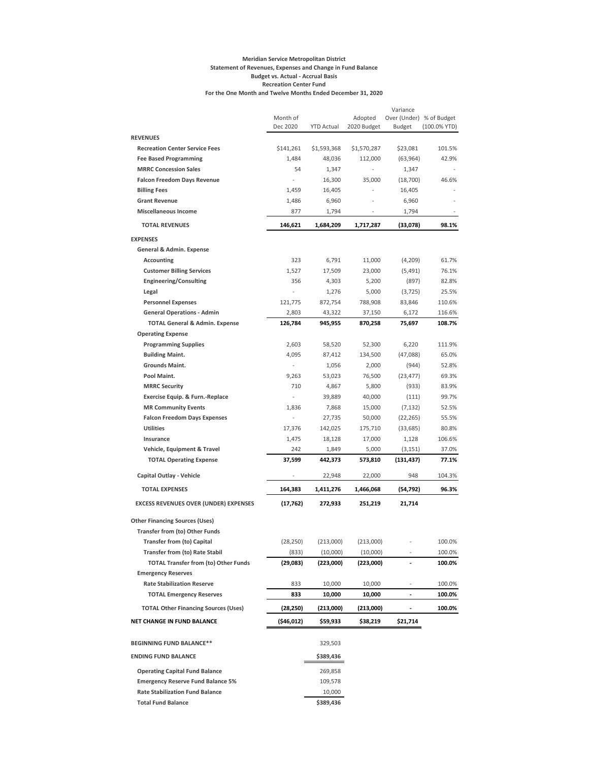**Meridian Service Metropolitan District**
**Statement of Revenues, Expenses and Change in Fund Balance**
**Budget vs. Actual - Accrual Basis**
**Recreation Center Fund**
**For the One Month and Twelve Months Ended December 31, 2020**

| | Month of Dec 2020 | YTD Actual | Adopted 2020 Budget | Variance Over (Under) Budget | % of Budget (100.0% YTD) |
|---|---|---|---|---|---|
| **REVENUES** | | | | | |
| **Recreation Center Service Fees** | $141,261 | $1,593,368 | $1,570,287 | $23,081 | 101.5% |
| **Fee Based Programming** | 1,484 | 48,036 | 112,000 | (63,964) | 42.9% |
| **MRRC Concession Sales** | 54 | 1,347 | - | 1,347 | - |
| **Falcon Freedom Days Revenue** | - | 16,300 | 35,000 | (18,700) | 46.6% |
| **Billing Fees** | 1,459 | 16,405 | - | 16,405 | - |
| **Grant Revenue** | 1,486 | 6,960 | - | 6,960 | - |
| **Miscellaneous Income** | 877 | 1,794 | - | 1,794 | - |
| **TOTAL REVENUES** | **146,621** | **1,684,209** | **1,717,287** | **(33,078)** | **98.1%** |
| **EXPENSES** | | | | | |
| **General & Admin. Expense** | | | | | |
| **Accounting** | 323 | 6,791 | 11,000 | (4,209) | 61.7% |
| **Customer Billing Services** | 1,527 | 17,509 | 23,000 | (5,491) | 76.1% |
| **Engineering/Consulting** | 356 | 4,303 | 5,200 | (897) | 82.8% |
| **Legal** | - | 1,276 | 5,000 | (3,725) | 25.5% |
| **Personnel Expenses** | 121,775 | 872,754 | 788,908 | 83,846 | 110.6% |
| **General Operations - Admin** | 2,803 | 43,322 | 37,150 | 6,172 | 116.6% |
| **TOTAL General & Admin. Expense** | **126,784** | **945,955** | **870,258** | **75,697** | **108.7%** |
| **Operating Expense** | | | | | |
| **Programming Supplies** | 2,603 | 58,520 | 52,300 | 6,220 | 111.9% |
| **Building Maint.** | 4,095 | 87,412 | 134,500 | (47,088) | 65.0% |
| **Grounds Maint.** | - | 1,056 | 2,000 | (944) | 52.8% |
| **Pool Maint.** | 9,263 | 53,023 | 76,500 | (23,477) | 69.3% |
| **MRRC Security** | 710 | 4,867 | 5,800 | (933) | 83.9% |
| **Exercise Equip. & Furn.-Replace** | - | 39,889 | 40,000 | (111) | 99.7% |
| **MR Community Events** | 1,836 | 7,868 | 15,000 | (7,132) | 52.5% |
| **Falcon Freedom Days Expenses** | - | 27,735 | 50,000 | (22,265) | 55.5% |
| **Utilities** | 17,376 | 142,025 | 175,710 | (33,685) | 80.8% |
| **Insurance** | 1,475 | 18,128 | 17,000 | 1,128 | 106.6% |
| **Vehicle, Equipment & Travel** | 242 | 1,849 | 5,000 | (3,151) | 37.0% |
| **TOTAL Operating Expense** | **37,599** | **442,373** | **573,810** | **(131,437)** | **77.1%** |
| **Capital Outlay - Vehicle** | - | 22,948 | 22,000 | 948 | 104.3% |
| **TOTAL EXPENSES** | **164,383** | **1,411,276** | **1,466,068** | **(54,792)** | **96.3%** |
| **EXCESS REVENUES OVER (UNDER) EXPENSES** | **(17,762)** | **272,933** | **251,219** | **21,714** | |
| **Other Financing Sources (Uses)** | | | | | |
| **Transfer from (to) Other Funds** | | | | | |
| **Transfer from (to) Capital** | (28,250) | (213,000) | (213,000) | - | 100.0% |
| **Transfer from (to) Rate Stabil** | (833) | (10,000) | (10,000) | - | 100.0% |
| **TOTAL Transfer from (to) Other Funds** | **(29,083)** | **(223,000)** | **(223,000)** | **-** | **100.0%** |
| **Emergency Reserves** | | | | | |
| **Rate Stabilization Reserve** | 833 | 10,000 | 10,000 | - | 100.0% |
| **TOTAL Emergency Reserves** | **833** | **10,000** | **10,000** | **-** | **100.0%** |
| **TOTAL Other Financing Sources (Uses)** | **(28,250)** | **(213,000)** | **(213,000)** | **-** | **100.0%** |
| **NET CHANGE IN FUND BALANCE** | **($46,012)** | **$59,933** | **$38,219** | **$21,714** | |
| **BEGINNING FUND BALANCE\*\*** | | 329,503 | | | |
| **ENDING FUND BALANCE** | | **$389,436** | | | |
| **Operating Capital Fund Balance** | | 269,858 | | | |
| **Emergency Reserve Fund Balance 5%** | | 109,578 | | | |
| **Rate Stabilization Fund Balance** | | 10,000 | | | |
| **Total Fund Balance** | | **$389,436** | | | |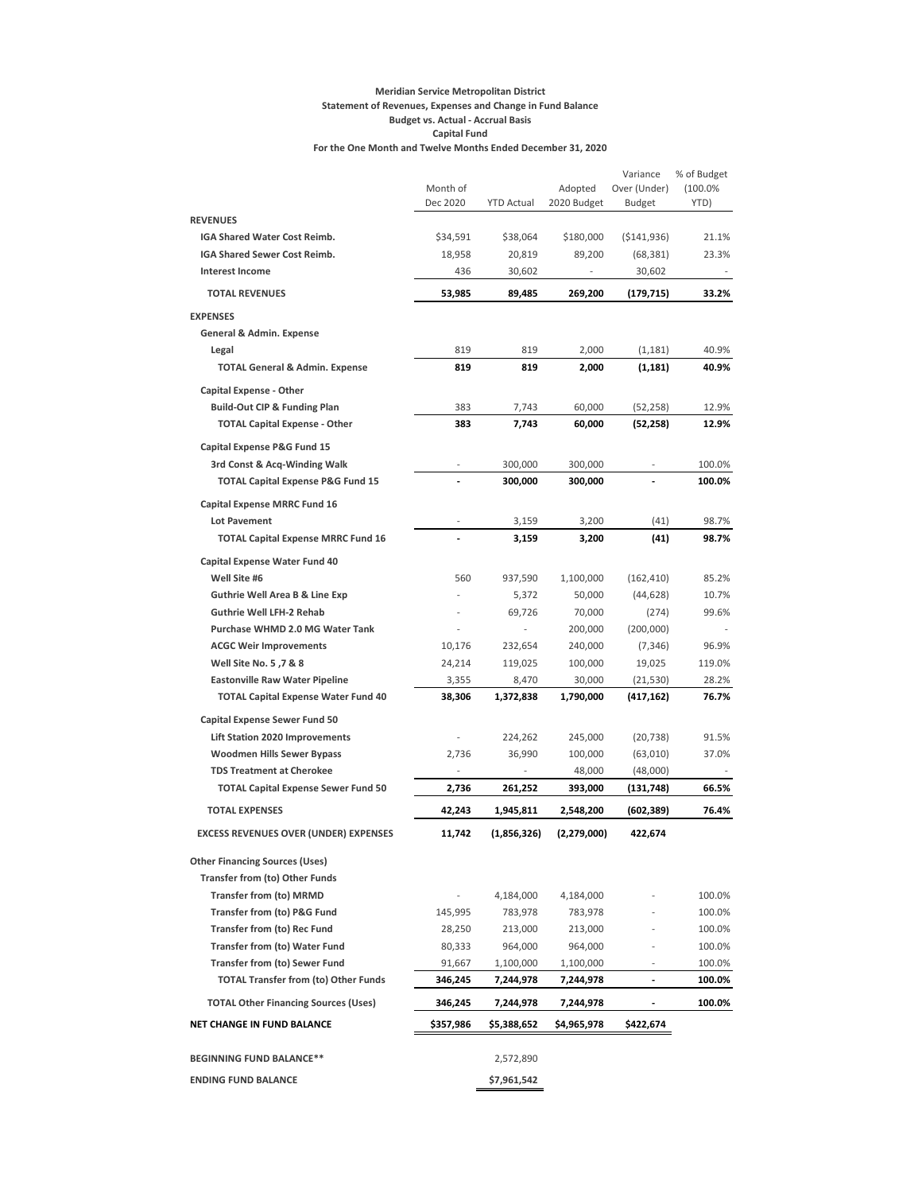**Meridian Service Metropolitan District**
**Statement of Revenues, Expenses and Change in Fund Balance**
**Budget vs. Actual - Accrual Basis**
**Capital Fund**
**For the One Month and Twelve Months Ended December 31, 2020**

| | Month of Dec 2020 | YTD Actual | Adopted 2020 Budget | Variance Over (Under) Budget | % of Budget (100.0% YTD) |
|---|---|---|---|---|---|
| **REVENUES** | | | | | |
| **IGA Shared Water Cost Reimb.** | $34,591 | $38,064 | $180,000 | ($141,936) | 21.1% |
| **IGA Shared Sewer Cost Reimb.** | 18,958 | 20,819 | 89,200 | (68,381) | 23.3% |
| **Interest Income** | 436 | 30,602 | - | 30,602 | - |
| **TOTAL REVENUES** | **53,985** | **89,485** | **269,200** | **(179,715)** | **33.2%** |
| **EXPENSES** | | | | | |
| **General & Admin. Expense** | | | | | |
| **Legal** | 819 | 819 | 2,000 | (1,181) | 40.9% |
| **TOTAL General & Admin. Expense** | **819** | **819** | **2,000** | **(1,181)** | **40.9%** |
| **Capital Expense - Other** | | | | | |
| **Build-Out CIP & Funding Plan** | 383 | 7,743 | 60,000 | (52,258) | 12.9% |
| **TOTAL Capital Expense - Other** | **383** | **7,743** | **60,000** | **(52,258)** | **12.9%** |
| **Capital Expense P&G Fund 15** | | | | | |
| **3rd Const & Acq-Winding Walk** | - | 300,000 | 300,000 | - | 100.0% |
| **TOTAL Capital Expense P&G Fund 15** | **-** | **300,000** | **300,000** | **-** | **100.0%** |
| **Capital Expense MRRC Fund 16** | | | | | |
| **Lot Pavement** | - | 3,159 | 3,200 | (41) | 98.7% |
| **TOTAL Capital Expense MRRC Fund 16** | **-** | **3,159** | **3,200** | **(41)** | **98.7%** |
| **Capital Expense Water Fund 40** | | | | | |
| **Well Site #6** | 560 | 937,590 | 1,100,000 | (162,410) | 85.2% |
| **Guthrie Well Area B & Line Exp** | - | 5,372 | 50,000 | (44,628) | 10.7% |
| **Guthrie Well LFH-2 Rehab** | - | 69,726 | 70,000 | (274) | 99.6% |
| **Purchase WHMD 2.0 MG Water Tank** | - | - | 200,000 | (200,000) | - |
| **ACGC Weir Improvements** | 10,176 | 232,654 | 240,000 | (7,346) | 96.9% |
| **Well Site No. 5 ,7 & 8** | 24,214 | 119,025 | 100,000 | 19,025 | 119.0% |
| **Eastonville Raw Water Pipeline** | 3,355 | 8,470 | 30,000 | (21,530) | 28.2% |
| **TOTAL Capital Expense Water Fund 40** | **38,306** | **1,372,838** | **1,790,000** | **(417,162)** | **76.7%** |
| **Capital Expense Sewer Fund 50** | | | | | |
| **Lift Station 2020 Improvements** | - | 224,262 | 245,000 | (20,738) | 91.5% |
| **Woodmen Hills Sewer Bypass** | 2,736 | 36,990 | 100,000 | (63,010) | 37.0% |
| **TDS Treatment at Cherokee** | - | - | 48,000 | (48,000) | - |
| **TOTAL Capital Expense Sewer Fund 50** | **2,736** | **261,252** | **393,000** | **(131,748)** | **66.5%** |
| **TOTAL EXPENSES** | **42,243** | **1,945,811** | **2,548,200** | **(602,389)** | **76.4%** |
| **EXCESS REVENUES OVER (UNDER) EXPENSES** | **11,742** | **(1,856,326)** | **(2,279,000)** | **422,674** | |
| **Other Financing Sources (Uses)** | | | | | |
| **Transfer from (to) Other Funds** | | | | | |
| **Transfer from (to) MRMD** | - | 4,184,000 | 4,184,000 | - | 100.0% |
| **Transfer from (to) P&G Fund** | 145,995 | 783,978 | 783,978 | - | 100.0% |
| **Transfer from (to) Rec Fund** | 28,250 | 213,000 | 213,000 | - | 100.0% |
| **Transfer from (to) Water Fund** | 80,333 | 964,000 | 964,000 | - | 100.0% |
| **Transfer from (to) Sewer Fund** | 91,667 | 1,100,000 | 1,100,000 | - | 100.0% |
| **TOTAL Transfer from (to) Other Funds** | **346,245** | **7,244,978** | **7,244,978** | **-** | **100.0%** |
| **TOTAL Other Financing Sources (Uses)** | **346,245** | **7,244,978** | **7,244,978** | **-** | **100.0%** |
| **NET CHANGE IN FUND BALANCE** | **$357,986** | **$5,388,652** | **$4,965,978** | **$422,674** | |
| **BEGINNING FUND BALANCE**** | | 2,572,890 | | | |
| **ENDING FUND BALANCE** | | **$7,961,542** | | | |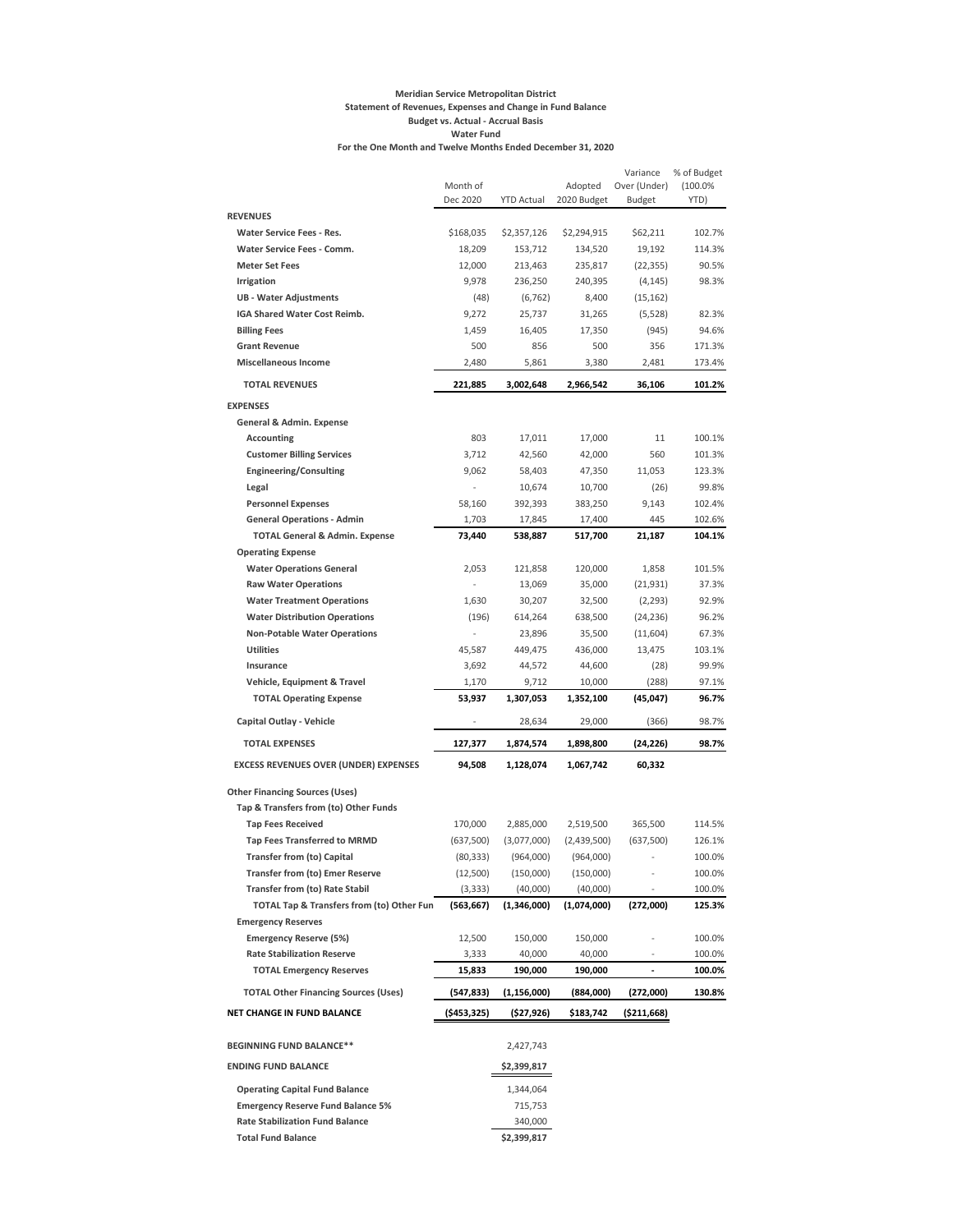**Meridian Service Metropolitan District**
**Statement of Revenues, Expenses and Change in Fund Balance**
**Budget vs. Actual - Accrual Basis**
**Water Fund**
**For the One Month and Twelve Months Ended December 31, 2020**

| | Month of Dec 2020 | YTD Actual | Adopted 2020 Budget | Variance Over (Under) Budget | % of Budget (100.0% YTD) |
|---|---|---|---|---|---|
| **REVENUES** | | | | | |
| **Water Service Fees - Res.** | $168,035 | $2,357,126 | $2,294,915 | $62,211 | 102.7% |
| **Water Service Fees - Comm.** | 18,209 | 153,712 | 134,520 | 19,192 | 114.3% |
| **Meter Set Fees** | 12,000 | 213,463 | 235,817 | (22,355) | 90.5% |
| **Irrigation** | 9,978 | 236,250 | 240,395 | (4,145) | 98.3% |
| **UB - Water Adjustments** | (48) | (6,762) | 8,400 | (15,162) | |
| **IGA Shared Water Cost Reimb.** | 9,272 | 25,737 | 31,265 | (5,528) | 82.3% |
| **Billing Fees** | 1,459 | 16,405 | 17,350 | (945) | 94.6% |
| **Grant Revenue** | 500 | 856 | 500 | 356 | 171.3% |
| **Miscellaneous Income** | 2,480 | 5,861 | 3,380 | 2,481 | 173.4% |
| **TOTAL REVENUES** | **221,885** | **3,002,648** | **2,966,542** | **36,106** | **101.2%** |
| **EXPENSES** | | | | | |
| **General & Admin. Expense** | | | | | |
| **Accounting** | 803 | 17,011 | 17,000 | 11 | 100.1% |
| **Customer Billing Services** | 3,712 | 42,560 | 42,000 | 560 | 101.3% |
| **Engineering/Consulting** | 9,062 | 58,403 | 47,350 | 11,053 | 123.3% |
| **Legal** | - | 10,674 | 10,700 | (26) | 99.8% |
| **Personnel Expenses** | 58,160 | 392,393 | 383,250 | 9,143 | 102.4% |
| **General Operations - Admin** | 1,703 | 17,845 | 17,400 | 445 | 102.6% |
| **TOTAL General & Admin. Expense** | **73,440** | **538,887** | **517,700** | **21,187** | **104.1%** |
| **Operating Expense** | | | | | |
| **Water Operations General** | 2,053 | 121,858 | 120,000 | 1,858 | 101.5% |
| **Raw Water Operations** | - | 13,069 | 35,000 | (21,931) | 37.3% |
| **Water Treatment Operations** | 1,630 | 30,207 | 32,500 | (2,293) | 92.9% |
| **Water Distribution Operations** | (196) | 614,264 | 638,500 | (24,236) | 96.2% |
| **Non-Potable Water Operations** | - | 23,896 | 35,500 | (11,604) | 67.3% |
| **Utilities** | 45,587 | 449,475 | 436,000 | 13,475 | 103.1% |
| **Insurance** | 3,692 | 44,572 | 44,600 | (28) | 99.9% |
| **Vehicle, Equipment & Travel** | 1,170 | 9,712 | 10,000 | (288) | 97.1% |
| **TOTAL Operating Expense** | **53,937** | **1,307,053** | **1,352,100** | **(45,047)** | **96.7%** |
| **Capital Outlay - Vehicle** | - | 28,634 | 29,000 | (366) | 98.7% |
| **TOTAL EXPENSES** | **127,377** | **1,874,574** | **1,898,800** | **(24,226)** | **98.7%** |
| **EXCESS REVENUES OVER (UNDER) EXPENSES** | **94,508** | **1,128,074** | **1,067,742** | **60,332** | |
| **Other Financing Sources (Uses)** | | | | | |
| **Tap & Transfers from (to) Other Funds** | | | | | |
| **Tap Fees Received** | 170,000 | 2,885,000 | 2,519,500 | 365,500 | 114.5% |
| **Tap Fees Transferred to MRMD** | (637,500) | (3,077,000) | (2,439,500) | (637,500) | 126.1% |
| **Transfer from (to) Capital** | (80,333) | (964,000) | (964,000) | - | 100.0% |
| **Transfer from (to) Emer Reserve** | (12,500) | (150,000) | (150,000) | - | 100.0% |
| **Transfer from (to) Rate Stabil** | (3,333) | (40,000) | (40,000) | - | 100.0% |
| **TOTAL Tap & Transfers from (to) Other Fun** | **(563,667)** | **(1,346,000)** | **(1,074,000)** | **(272,000)** | **125.3%** |
| **Emergency Reserves** | | | | | |
| **Emergency Reserve (5%)** | 12,500 | 150,000 | 150,000 | - | 100.0% |
| **Rate Stabilization Reserve** | 3,333 | 40,000 | 40,000 | - | 100.0% |
| **TOTAL Emergency Reserves** | **15,833** | **190,000** | **190,000** | **-** | **100.0%** |
| **TOTAL Other Financing Sources (Uses)** | **(547,833)** | **(1,156,000)** | **(884,000)** | **(272,000)** | **130.8%** |
| **NET CHANGE IN FUND BALANCE** | **($453,325)** | **($27,926)** | **$183,742** | **($211,668)** | |
| **BEGINNING FUND BALANCE**** | | 2,427,743 | | | |
| **ENDING FUND BALANCE** | | **$2,399,817** | | | |
| **Operating Capital Fund Balance** | | 1,344,064 | | | |
| **Emergency Reserve Fund Balance 5%** | | 715,753 | | | |
| **Rate Stabilization Fund Balance** | | 340,000 | | | |
| **Total Fund Balance** | | **$2,399,817** | | | |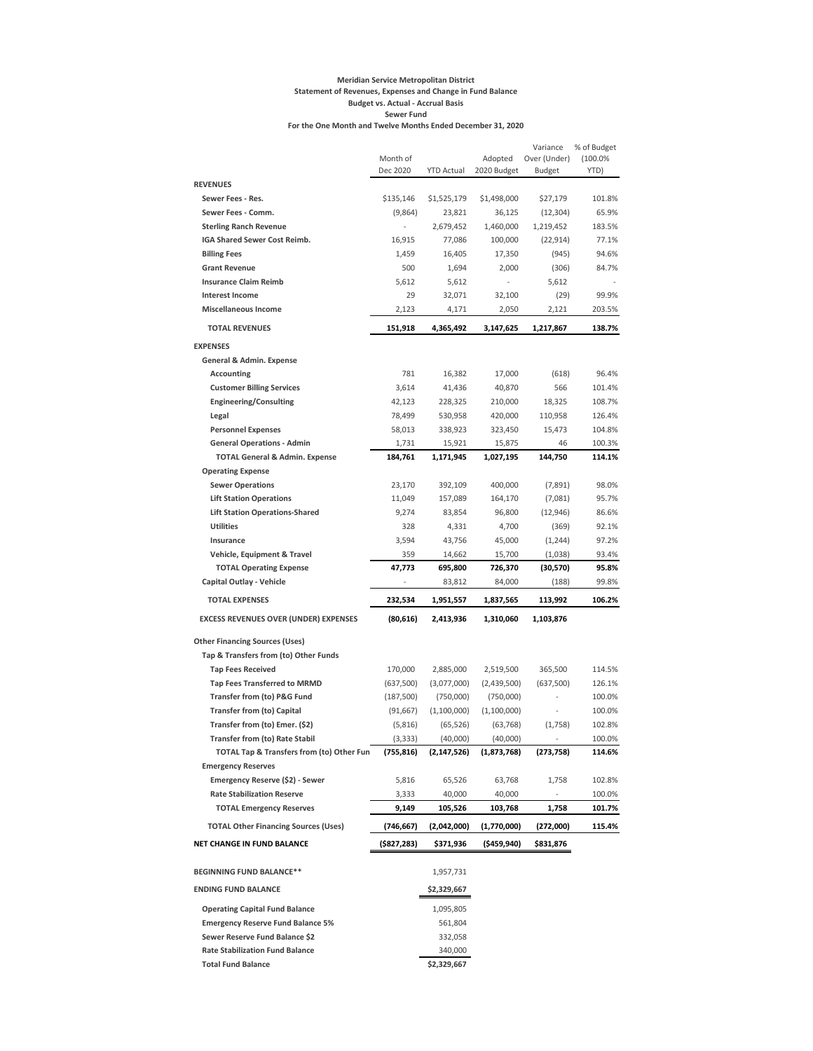**Meridian Service Metropolitan District**
**Statement of Revenues, Expenses and Change in Fund Balance**
**Budget vs. Actual - Accrual Basis**
**Sewer Fund**
**For the One Month and Twelve Months Ended December 31, 2020**

| | Month of Dec 2020 | YTD Actual | Adopted 2020 Budget | Variance Over (Under) Budget | % of Budget (100.0% YTD) |
|---|---|---|---|---|---|
| **REVENUES** | | | | | |
| **Sewer Fees - Res.** | $135,146 | $1,525,179 | $1,498,000 | $27,179 | 101.8% |
| **Sewer Fees - Comm.** | (9,864) | 23,821 | 36,125 | (12,304) | 65.9% |
| **Sterling Ranch Revenue** | - | 2,679,452 | 1,460,000 | 1,219,452 | 183.5% |
| **IGA Shared Sewer Cost Reimb.** | 16,915 | 77,086 | 100,000 | (22,914) | 77.1% |
| **Billing Fees** | 1,459 | 16,405 | 17,350 | (945) | 94.6% |
| **Grant Revenue** | 500 | 1,694 | 2,000 | (306) | 84.7% |
| **Insurance Claim Reimb** | 5,612 | 5,612 | - | 5,612 | - |
| **Interest Income** | 29 | 32,071 | 32,100 | (29) | 99.9% |
| **Miscellaneous Income** | 2,123 | 4,171 | 2,050 | 2,121 | 203.5% |
| **TOTAL REVENUES** | **151,918** | **4,365,492** | **3,147,625** | **1,217,867** | **138.7%** |
| **EXPENSES** | | | | | |
| **General & Admin. Expense** | | | | | |
| **Accounting** | 781 | 16,382 | 17,000 | (618) | 96.4% |
| **Customer Billing Services** | 3,614 | 41,436 | 40,870 | 566 | 101.4% |
| **Engineering/Consulting** | 42,123 | 228,325 | 210,000 | 18,325 | 108.7% |
| **Legal** | 78,499 | 530,958 | 420,000 | 110,958 | 126.4% |
| **Personnel Expenses** | 58,013 | 338,923 | 323,450 | 15,473 | 104.8% |
| **General Operations - Admin** | 1,731 | 15,921 | 15,875 | 46 | 100.3% |
| **TOTAL General & Admin. Expense** | **184,761** | **1,171,945** | **1,027,195** | **144,750** | **114.1%** |
| **Operating Expense** | | | | | |
| **Sewer Operations** | 23,170 | 392,109 | 400,000 | (7,891) | 98.0% |
| **Lift Station Operations** | 11,049 | 157,089 | 164,170 | (7,081) | 95.7% |
| **Lift Station Operations-Shared** | 9,274 | 83,854 | 96,800 | (12,946) | 86.6% |
| **Utilities** | 328 | 4,331 | 4,700 | (369) | 92.1% |
| **Insurance** | 3,594 | 43,756 | 45,000 | (1,244) | 97.2% |
| **Vehicle, Equipment & Travel** | 359 | 14,662 | 15,700 | (1,038) | 93.4% |
| **TOTAL Operating Expense** | **47,773** | **695,800** | **726,370** | **(30,570)** | **95.8%** |
| **Capital Outlay - Vehicle** | - | 83,812 | 84,000 | (188) | 99.8% |
| **TOTAL EXPENSES** | **232,534** | **1,951,557** | **1,837,565** | **113,992** | **106.2%** |
| **EXCESS REVENUES OVER (UNDER) EXPENSES** | **(80,616)** | **2,413,936** | **1,310,060** | **1,103,876** | |
| **Other Financing Sources (Uses)** | | | | | |
| **Tap & Transfers from (to) Other Funds** | | | | | |
| **Tap Fees Received** | 170,000 | 2,885,000 | 2,519,500 | 365,500 | 114.5% |
| **Tap Fees Transferred to MRMD** | (637,500) | (3,077,000) | (2,439,500) | (637,500) | 126.1% |
| **Transfer from (to) P&G Fund** | (187,500) | (750,000) | (750,000) | - | 100.0% |
| **Transfer from (to) Capital** | (91,667) | (1,100,000) | (1,100,000) | - | 100.0% |
| **Transfer from (to) Emer. ($2)** | (5,816) | (65,526) | (63,768) | (1,758) | 102.8% |
| **Transfer from (to) Rate Stabil** | (3,333) | (40,000) | (40,000) | - | 100.0% |
| **TOTAL Tap & Transfers from (to) Other Fun** | **(755,816)** | **(2,147,526)** | **(1,873,768)** | **(273,758)** | **114.6%** |
| **Emergency Reserves** | | | | | |
| **Emergency Reserve ($2) - Sewer** | 5,816 | 65,526 | 63,768 | 1,758 | 102.8% |
| **Rate Stabilization Reserve** | 3,333 | 40,000 | 40,000 | - | 100.0% |
| **TOTAL Emergency Reserves** | **9,149** | **105,526** | **103,768** | **1,758** | **101.7%** |
| **TOTAL Other Financing Sources (Uses)** | **(746,667)** | **(2,042,000)** | **(1,770,000)** | **(272,000)** | **115.4%** |
| **NET CHANGE IN FUND BALANCE** | **($827,283)** | **$371,936** | **($459,940)** | **$831,876** | |
| | | | | | |
| **BEGINNING FUND BALANCE\*\*** | | 1,957,731 | | | |
| **ENDING FUND BALANCE** | | **$2,329,667** | | | |
| **Operating Capital Fund Balance** | | 1,095,805 | | | |
| **Emergency Reserve Fund Balance 5%** | | 561,804 | | | |
| **Sewer Reserve Fund Balance $2** | | 332,058 | | | |
| **Rate Stabilization Fund Balance** | | 340,000 | | | |
| **Total Fund Balance** | | **$2,329,667** | | | |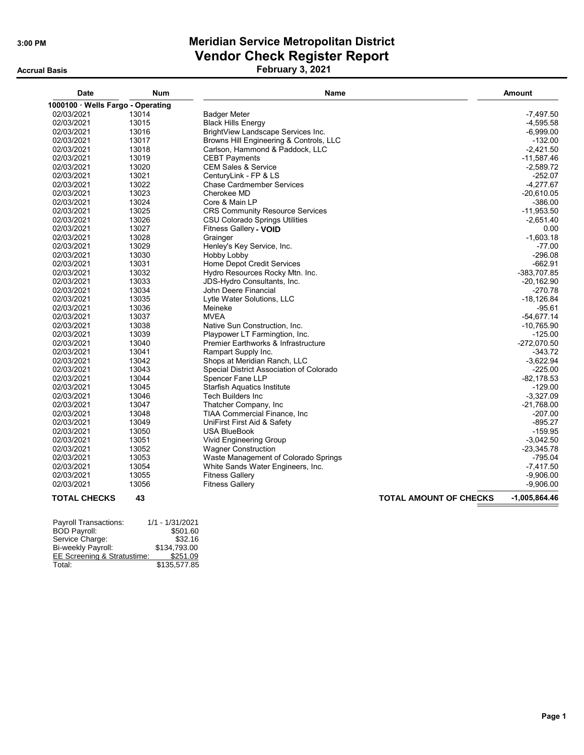# Meridian Service Metropolitan District
## Vendor Check Register Report
### February 3, 2021

3:00 PM

Accrual Basis

| Date | Num | Name | Amount |
|---|---|---|---|
| **1000100 · Wells Fargo - Operating** | | | |
| 02/03/2021 | 13014 | Badger Meter | -7,497.50 |
| 02/03/2021 | 13015 | Black Hills Energy | -4,595.58 |
| 02/03/2021 | 13016 | BrightView Landscape Services Inc. | -6,999.00 |
| 02/03/2021 | 13017 | Browns Hill Engineering & Controls, LLC | -132.00 |
| 02/03/2021 | 13018 | Carlson, Hammond & Paddock, LLC | -2,421.50 |
| 02/03/2021 | 13019 | CEBT Payments | -11,587.46 |
| 02/03/2021 | 13020 | CEM Sales & Service | -2,589.72 |
| 02/03/2021 | 13021 | CenturyLink - FP & LS | -252.07 |
| 02/03/2021 | 13022 | Chase Cardmember Services | -4,277.67 |
| 02/03/2021 | 13023 | Cherokee MD | -20,610.05 |
| 02/03/2021 | 13024 | Core & Main LP | -386.00 |
| 02/03/2021 | 13025 | CRS Community Resource Services | -11,953.50 |
| 02/03/2021 | 13026 | CSU Colorado Springs Utilities | -2,651.40 |
| 02/03/2021 | 13027 | Fitness Gallery **- VOID** | 0.00 |
| 02/03/2021 | 13028 | Grainger | -1,603.18 |
| 02/03/2021 | 13029 | Henley's Key Service, Inc. | -77.00 |
| 02/03/2021 | 13030 | Hobby Lobby | -296.08 |
| 02/03/2021 | 13031 | Home Depot Credit Services | -662.91 |
| 02/03/2021 | 13032 | Hydro Resources Rocky Mtn. Inc. | -383,707.85 |
| 02/03/2021 | 13033 | JDS-Hydro Consultants, Inc. | -20,162.90 |
| 02/03/2021 | 13034 | John Deere Financial | -270.78 |
| 02/03/2021 | 13035 | Lytle Water Solutions, LLC | -18,126.84 |
| 02/03/2021 | 13036 | Meineke | -95.61 |
| 02/03/2021 | 13037 | MVEA | -54,677.14 |
| 02/03/2021 | 13038 | Native Sun Construction, Inc. | -10,765.90 |
| 02/03/2021 | 13039 | Playpower LT Farmingtion, Inc. | -125.00 |
| 02/03/2021 | 13040 | Premier Earthworks & Infrastructure | -272,070.50 |
| 02/03/2021 | 13041 | Rampart Supply Inc. | -343.72 |
| 02/03/2021 | 13042 | Shops at Meridian Ranch, LLC | -3,622.94 |
| 02/03/2021 | 13043 | Special District Association of Colorado | -225.00 |
| 02/03/2021 | 13044 | Spencer Fane LLP | -82,178.53 |
| 02/03/2021 | 13045 | Starfish Aquatics Institute | -129.00 |
| 02/03/2021 | 13046 | Tech Builders Inc | -3,327.09 |
| 02/03/2021 | 13047 | Thatcher Company, Inc | -21,768.00 |
| 02/03/2021 | 13048 | TIAA Commercial Finance, Inc | -207.00 |
| 02/03/2021 | 13049 | UniFirst First Aid & Safety | -895.27 |
| 02/03/2021 | 13050 | USA BlueBook | -159.95 |
| 02/03/2021 | 13051 | Vivid Engineering Group | -3,042.50 |
| 02/03/2021 | 13052 | Wagner Construction | -23,345.78 |
| 02/03/2021 | 13053 | Waste Management of Colorado Springs | -795.04 |
| 02/03/2021 | 13054 | White Sands Water Engineers, Inc. | -7,417.50 |
| 02/03/2021 | 13055 | Fitness Gallery | -9,906.00 |
| 02/03/2021 | 13056 | Fitness Gallery | -9,906.00 |
| **TOTAL CHECKS** | **43** | **TOTAL AMOUNT OF CHECKS** | **-1,005,864.46** |

| | |
|---|---|
| Payroll Transactions: | 1/1 - 1/31/2021 |
| BOD Payroll: | $501.60 |
| Service Charge: | $32.16 |
| Bi-weekly Payroll: | $134,793.00 |
| EE Screening & Stratustime: | $251.09 |
| Total: | $135,577.85 |